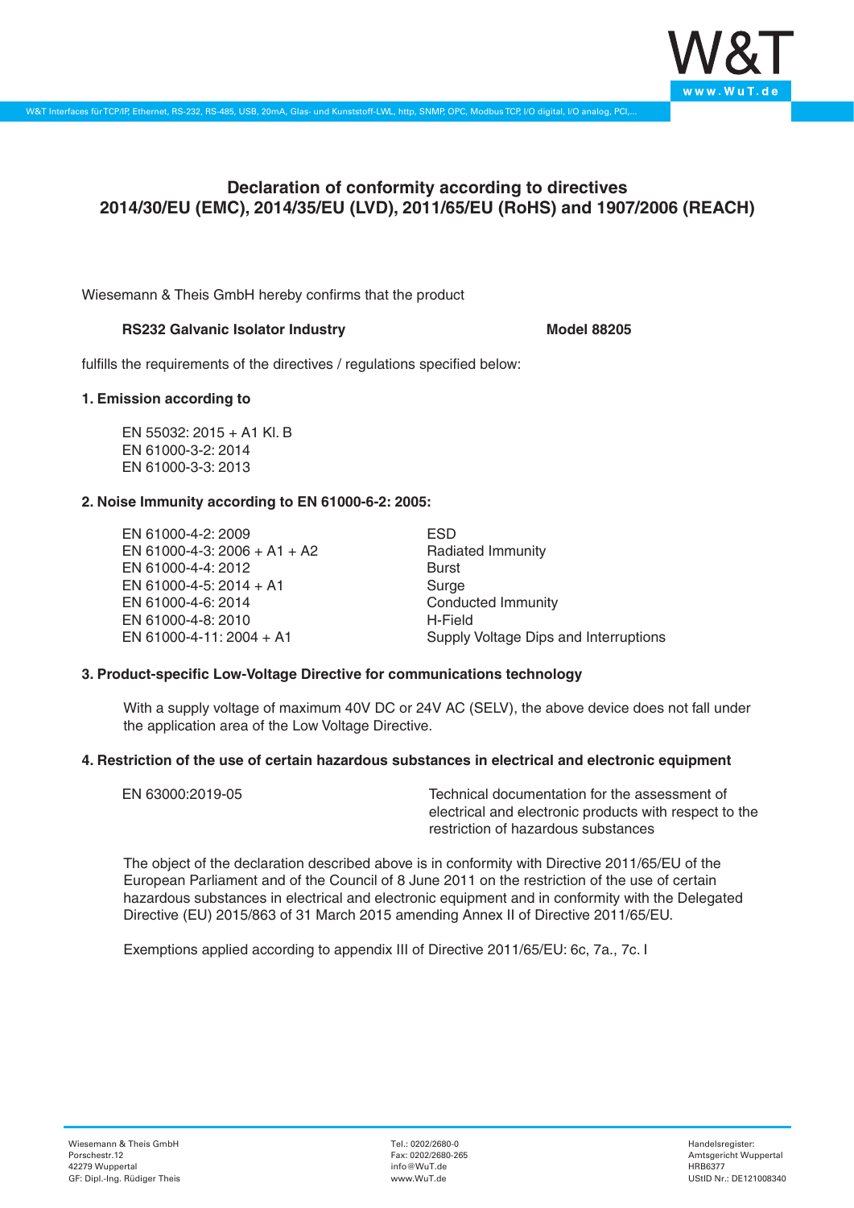# Declaration of conformity according to directives 2014/30/EU (EMC), 2014/35/EU (LVD), 2011/65/EU (RoHS) and 1907/2006 (REACH)

Wiesemann & Theis GmbH hereby confirms that the product

**RS232 Galvanic Isolator Industry** **Model 88205**

fulfills the requirements of the directives / regulations specified below:

### 1. Emission according to

EN 55032: 2015 + A1 Kl. B
EN 61000-3-2: 2014
EN 61000-3-3: 2013

### 2. Noise Immunity according to EN 61000-6-2: 2005:

| | |
|---|---|
| EN 61000-4-2: 2009 | ESD |
| EN 61000-4-3: 2006 + A1 + A2 | Radiated Immunity |
| EN 61000-4-4: 2012 | Burst |
| EN 61000-4-5: 2014 + A1 | Surge |
| EN 61000-4-6: 2014 | Conducted Immunity |
| EN 61000-4-8: 2010 | H-Field |
| EN 61000-4-11: 2004 + A1 | Supply Voltage Dips and Interruptions |

### 3. Product-specific Low-Voltage Directive for communications technology

With a supply voltage of maximum 40V DC or 24V AC (SELV), the above device does not fall under the application area of the Low Voltage Directive.

### 4. Restriction of the use of certain hazardous substances in electrical and electronic equipment

| | |
|---|---|
| EN 63000:2019-05 | Technical documentation for the assessment of electrical and electronic products with respect to the restriction of hazardous substances |

The object of the declaration described above is in conformity with Directive 2011/65/EU of the European Parliament and of the Council of 8 June 2011 on the restriction of the use of certain hazardous substances in electrical and electronic equipment and in conformity with the Delegated Directive (EU) 2015/863 of 31 March 2015 amending Annex II of Directive 2011/65/EU.

Exemptions applied according to appendix III of Directive 2011/65/EU: 6c, 7a., 7c. I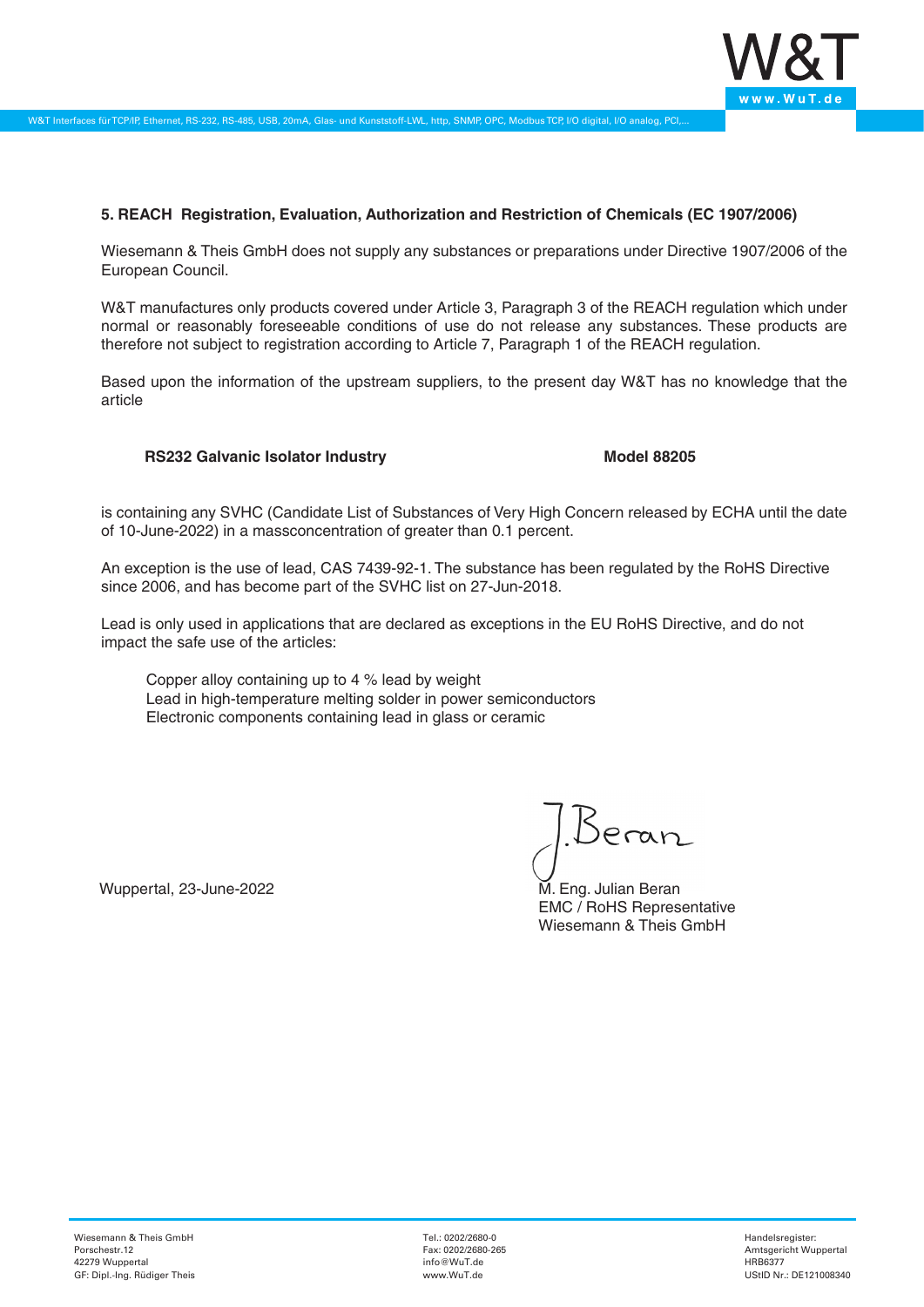### 5. REACH Registration, Evaluation, Authorization and Restriction of Chemicals (EC 1907/2006)

Wiesemann & Theis GmbH does not supply any substances or preparations under Directive 1907/2006 of the European Council.

W&T manufactures only products covered under Article 3, Paragraph 3 of the REACH regulation which under normal or reasonably foreseeable conditions of use do not release any substances. These products are therefore not subject to registration according to Article 7, Paragraph 1 of the REACH regulation.

Based upon the information of the upstream suppliers, to the present day W&T has no knowledge that the article

**RS232 Galvanic Isolator Industry** **Model 88205**

is containing any SVHC (Candidate List of Substances of Very High Concern released by ECHA until the date of 10-June-2022) in a massconcentration of greater than 0.1 percent.

An exception is the use of lead, CAS 7439-92-1. The substance has been regulated by the RoHS Directive since 2006, and has become part of the SVHC list on 27-Jun-2018.

Lead is only used in applications that are declared as exceptions in the EU RoHS Directive, and do not impact the safe use of the articles:

Copper alloy containing up to 4 % lead by weight
Lead in high-temperature melting solder in power semiconductors
Electronic components containing lead in glass or ceramic

Wuppertal, 23-June-2022

J. Beran

M. Eng. Julian Beran
EMC / RoHS Representative
Wiesemann & Theis GmbH